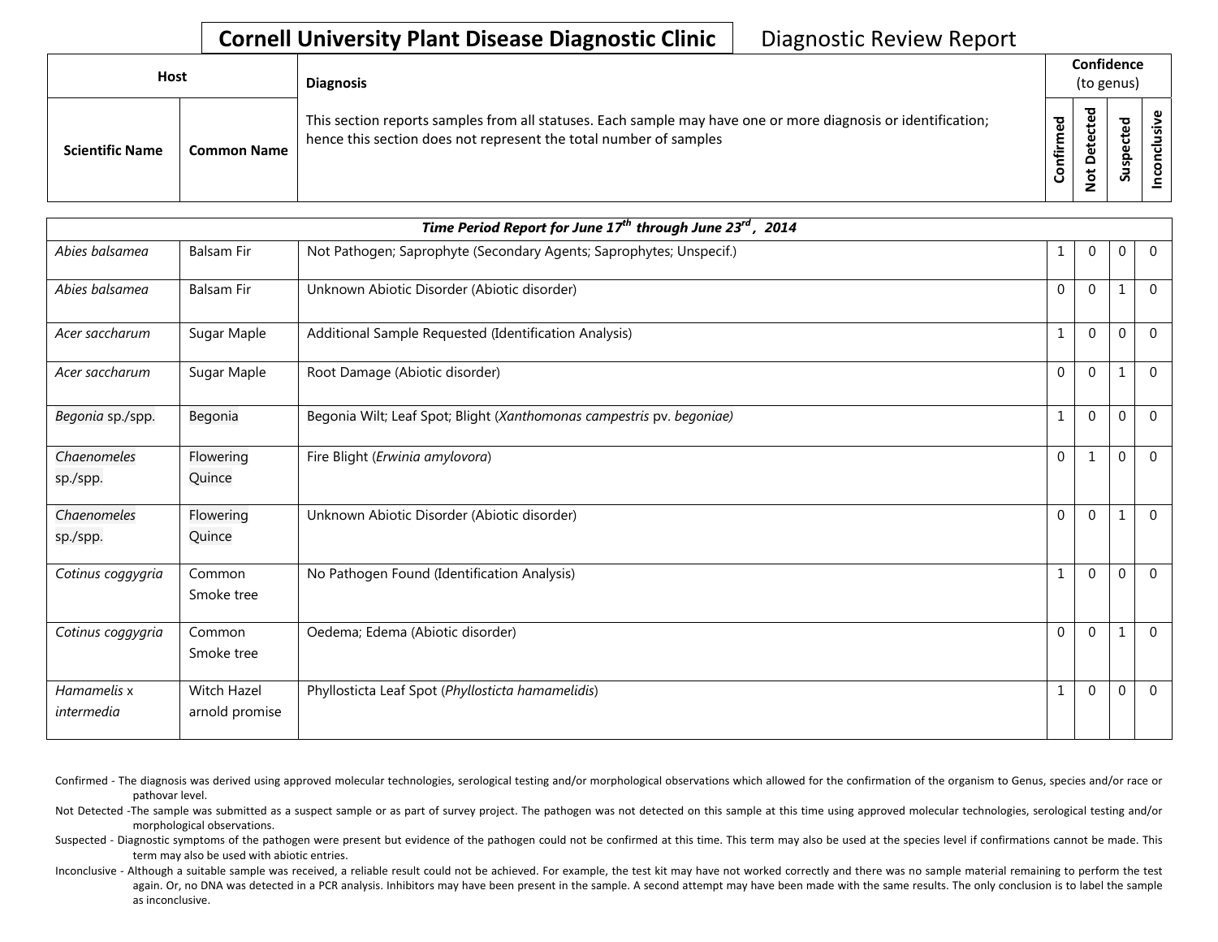**Cornell University Plant Disease Diagnostic Clinic** Diagnostic Review Report

| Host | | Diagnosis | Confidence (to genus) | | | |
|---|---|---|---|---|---|---|
| Scientific Name | Common Name | This section reports samples from all statuses. Each sample may have one or more diagnosis or identification; hence this section does not represent the total number of samples | Confirmed | Not Detected | Suspected | Inconclusive |
| ***Time Period Report for June 17th through June 23rd, 2014*** | | | | | | |
| *Abies balsamea* | Balsam Fir | Not Pathogen; Saprophyte (Secondary Agents; Saprophytes; Unspecif.) | 1 | 0 | 0 | 0 |
| *Abies balsamea* | Balsam Fir | Unknown Abiotic Disorder (Abiotic disorder) | 0 | 0 | 1 | 0 |
| *Acer saccharum* | Sugar Maple | Additional Sample Requested (Identification Analysis) | 1 | 0 | 0 | 0 |
| *Acer saccharum* | Sugar Maple | Root Damage (Abiotic disorder) | 0 | 0 | 1 | 0 |
| *Begonia* sp./spp. | Begonia | Begonia Wilt; Leaf Spot; Blight (*Xanthomonas campestris* pv. *begoniae)* | 1 | 0 | 0 | 0 |
| *Chaenomeles* sp./spp. | Flowering Quince | Fire Blight (*Erwinia amylovora*) | 0 | 1 | 0 | 0 |
| *Chaenomeles* sp./spp. | Flowering Quince | Unknown Abiotic Disorder (Abiotic disorder) | 0 | 0 | 1 | 0 |
| *Cotinus coggygria* | Common Smoke tree | No Pathogen Found (Identification Analysis) | 1 | 0 | 0 | 0 |
| *Cotinus coggygria* | Common Smoke tree | Oedema; Edema (Abiotic disorder) | 0 | 0 | 1 | 0 |
| *Hamamelis* x *intermedia* | Witch Hazel arnold promise | Phyllosticta Leaf Spot (*Phyllosticta hamamelidis*) | 1 | 0 | 0 | 0 |

Confirmed - The diagnosis was derived using approved molecular technologies, serological testing and/or morphological observations which allowed for the confirmation of the organism to Genus, species and/or race or pathovar level.

Not Detected -The sample was submitted as a suspect sample or as part of survey project. The pathogen was not detected on this sample at this time using approved molecular technologies, serological testing and/or morphological observations.

Suspected - Diagnostic symptoms of the pathogen were present but evidence of the pathogen could not be confirmed at this time. This term may also be used at the species level if confirmations cannot be made. This term may also be used with abiotic entries.

Inconclusive - Although a suitable sample was received, a reliable result could not be achieved. For example, the test kit may have not worked correctly and there was no sample material remaining to perform the test again. Or, no DNA was detected in a PCR analysis. Inhibitors may have been present in the sample. A second attempt may have been made with the same results. The only conclusion is to label the sample as inconclusive.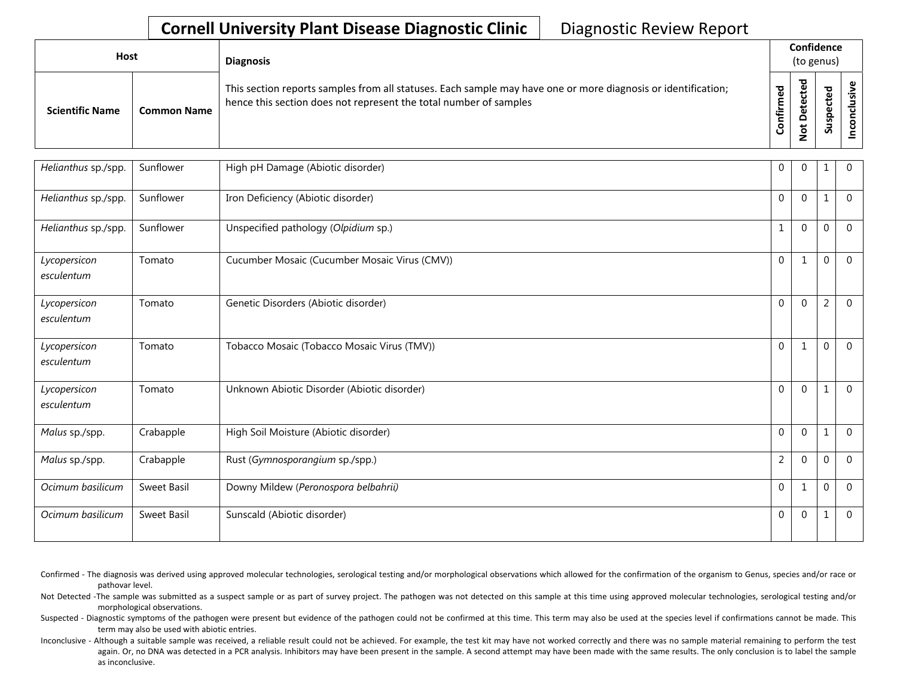# Cornell University Plant Disease Diagnostic Clinic

Diagnostic Review Report

| Host | | Diagnosis | Confidence (to genus) | | | |
|---|---|---|---|---|---|---|
| **Scientific Name** | **Common Name** | This section reports samples from all statuses. Each sample may have one or more diagnosis or identification; hence this section does not represent the total number of samples | **Confirmed** | **Not Detected** | **Suspected** | **Inconclusive** |
| *Helianthus* sp./spp. | Sunflower | High pH Damage (Abiotic disorder) | 0 | 0 | 1 | 0 |
| *Helianthus* sp./spp. | Sunflower | Iron Deficiency (Abiotic disorder) | 0 | 0 | 1 | 0 |
| *Helianthus* sp./spp. | Sunflower | Unspecified pathology (*Olpidium* sp.) | 1 | 0 | 0 | 0 |
| *Lycopersicon esculentum* | Tomato | Cucumber Mosaic (Cucumber Mosaic Virus (CMV)) | 0 | 1 | 0 | 0 |
| *Lycopersicon esculentum* | Tomato | Genetic Disorders (Abiotic disorder) | 0 | 0 | 2 | 0 |
| *Lycopersicon esculentum* | Tomato | Tobacco Mosaic (Tobacco Mosaic Virus (TMV)) | 0 | 1 | 0 | 0 |
| *Lycopersicon esculentum* | Tomato | Unknown Abiotic Disorder (Abiotic disorder) | 0 | 0 | 1 | 0 |
| *Malus* sp./spp. | Crabapple | High Soil Moisture (Abiotic disorder) | 0 | 0 | 1 | 0 |
| *Malus* sp./spp. | Crabapple | Rust (*Gymnosporangium* sp./spp.) | 2 | 0 | 0 | 0 |
| *Ocimum basilicum* | Sweet Basil | Downy Mildew (*Peronospora belbahrii)* | 0 | 1 | 0 | 0 |
| *Ocimum basilicum* | Sweet Basil | Sunscald (Abiotic disorder) | 0 | 0 | 1 | 0 |

Confirmed - The diagnosis was derived using approved molecular technologies, serological testing and/or morphological observations which allowed for the confirmation of the organism to Genus, species and/or race or pathovar level.

Not Detected -The sample was submitted as a suspect sample or as part of survey project. The pathogen was not detected on this sample at this time using approved molecular technologies, serological testing and/or morphological observations.

Suspected - Diagnostic symptoms of the pathogen were present but evidence of the pathogen could not be confirmed at this time. This term may also be used at the species level if confirmations cannot be made. This term may also be used with abiotic entries.

Inconclusive - Although a suitable sample was received, a reliable result could not be achieved. For example, the test kit may have not worked correctly and there was no sample material remaining to perform the test again. Or, no DNA was detected in a PCR analysis. Inhibitors may have been present in the sample. A second attempt may have been made with the same results. The only conclusion is to label the sample as inconclusive.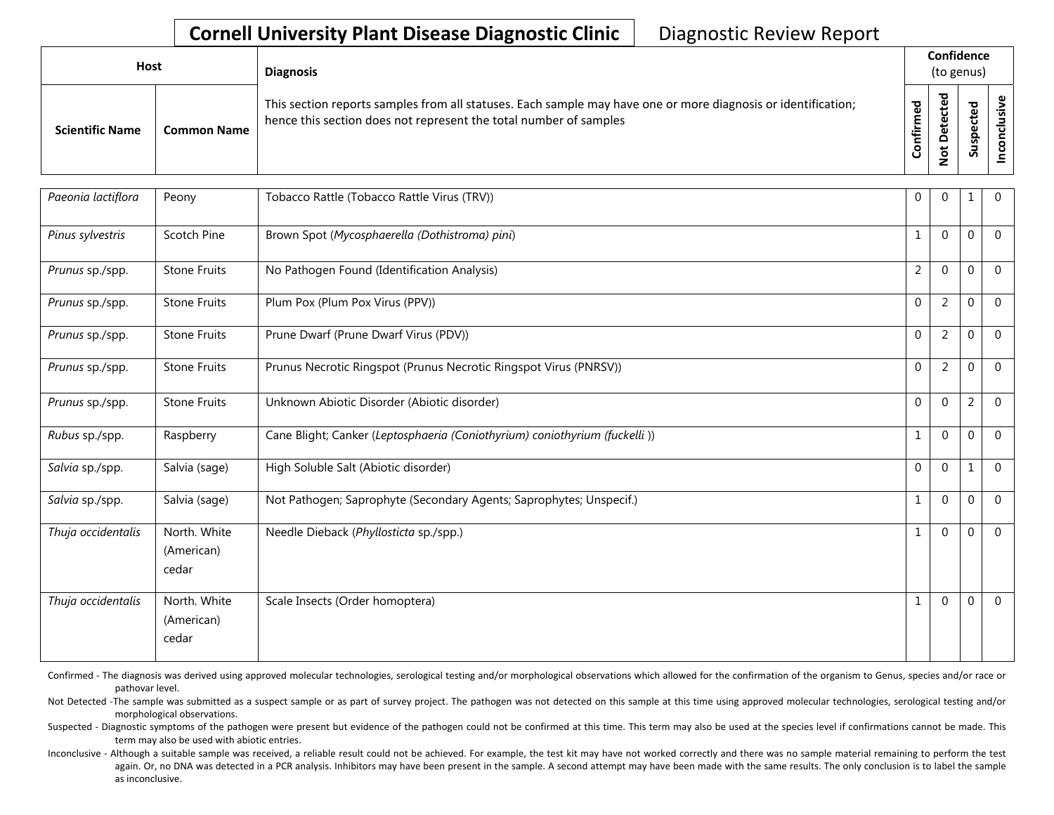**Cornell University Plant Disease Diagnostic Clinic** Diagnostic Review Report

| Host | | Diagnosis | Confidence (to genus) | | | |
|---|---|---|---|---|---|---|
| Scientific Name | Common Name | This section reports samples from all statuses. Each sample may have one or more diagnosis or identification; hence this section does not represent the total number of samples | Confirmed | Not Detected | Suspected | Inconclusive |
| *Paeonia lactiflora* | Peony | Tobacco Rattle (Tobacco Rattle Virus (TRV)) | 0 | 0 | 1 | 0 |
| *Pinus sylvestris* | Scotch Pine | Brown Spot (*Mycosphaerella (Dothistroma) pini*) | 1 | 0 | 0 | 0 |
| *Prunus* sp./spp. | Stone Fruits | No Pathogen Found (Identification Analysis) | 2 | 0 | 0 | 0 |
| *Prunus* sp./spp. | Stone Fruits | Plum Pox (Plum Pox Virus (PPV)) | 0 | 2 | 0 | 0 |
| *Prunus* sp./spp. | Stone Fruits | Prune Dwarf (Prune Dwarf Virus (PDV)) | 0 | 2 | 0 | 0 |
| *Prunus* sp./spp. | Stone Fruits | Prunus Necrotic Ringspot (Prunus Necrotic Ringspot Virus (PNRSV)) | 0 | 2 | 0 | 0 |
| *Prunus* sp./spp. | Stone Fruits | Unknown Abiotic Disorder (Abiotic disorder) | 0 | 0 | 2 | 0 |
| *Rubus* sp./spp. | Raspberry | Cane Blight; Canker (*Leptosphaeria (Coniothyrium) coniothyrium (fuckelli* )) | 1 | 0 | 0 | 0 |
| *Salvia* sp./spp. | Salvia (sage) | High Soluble Salt (Abiotic disorder) | 0 | 0 | 1 | 0 |
| *Salvia* sp./spp. | Salvia (sage) | Not Pathogen; Saprophyte (Secondary Agents; Saprophytes; Unspecif.) | 1 | 0 | 0 | 0 |
| *Thuja occidentalis* | North. White (American) cedar | Needle Dieback (*Phyllosticta* sp./spp.) | 1 | 0 | 0 | 0 |
| *Thuja occidentalis* | North. White (American) cedar | Scale Insects (Order homoptera) | 1 | 0 | 0 | 0 |

Confirmed - The diagnosis was derived using approved molecular technologies, serological testing and/or morphological observations which allowed for the confirmation of the organism to Genus, species and/or race or pathovar level.

Not Detected -The sample was submitted as a suspect sample or as part of survey project. The pathogen was not detected on this sample at this time using approved molecular technologies, serological testing and/or morphological observations.

Suspected - Diagnostic symptoms of the pathogen were present but evidence of the pathogen could not be confirmed at this time. This term may also be used at the species level if confirmations cannot be made. This term may also be used with abiotic entries.

Inconclusive - Although a suitable sample was received, a reliable result could not be achieved. For example, the test kit may have not worked correctly and there was no sample material remaining to perform the test again. Or, no DNA was detected in a PCR analysis. Inhibitors may have been present in the sample. A second attempt may have been made with the same results. The only conclusion is to label the sample as inconclusive.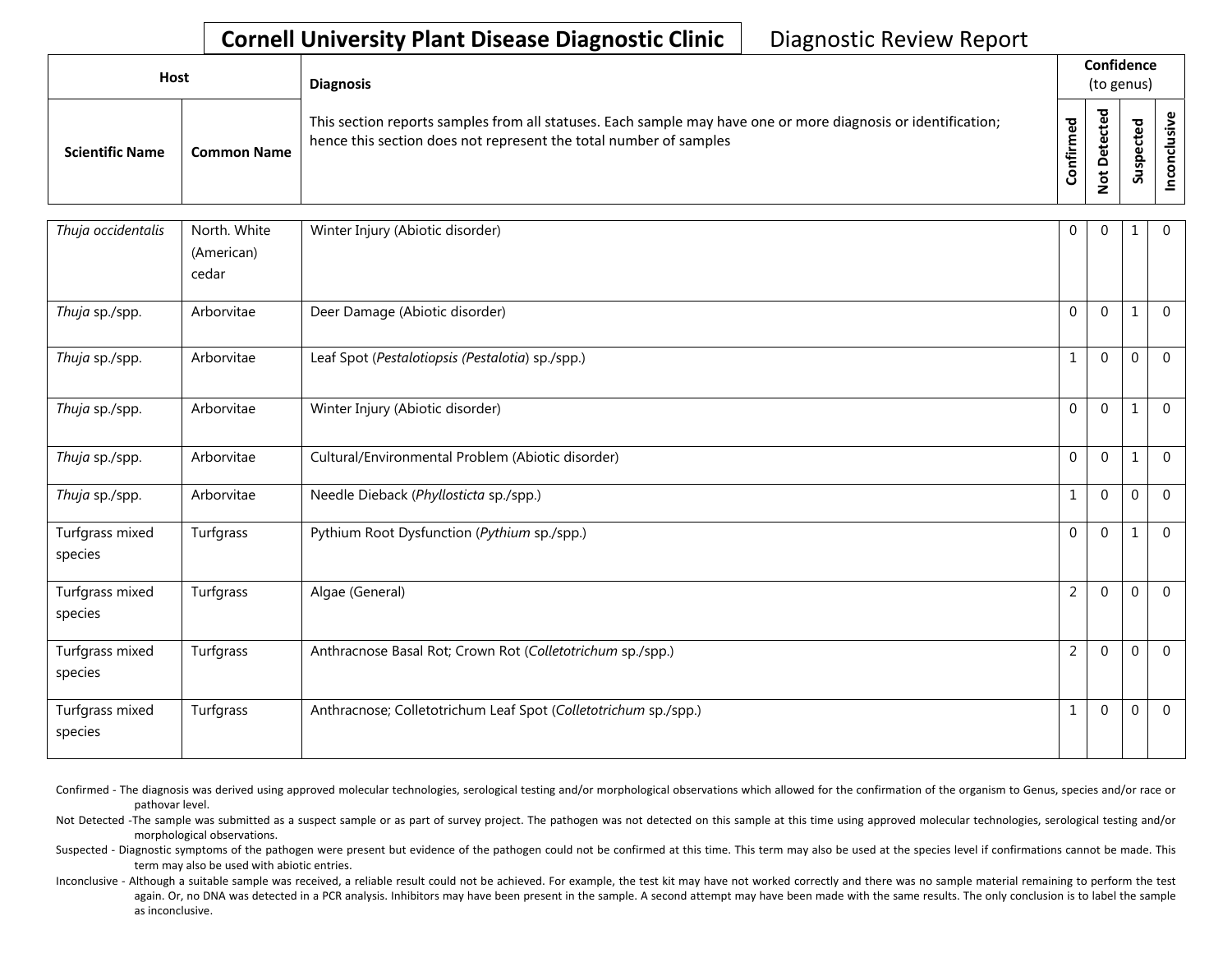# Cornell University Plant Disease Diagnostic Clinic

Diagnostic Review Report

| Host | | Diagnosis | Confidence (to genus) | | | |
|---|---|---|---|---|---|---|
| Scientific Name | Common Name | This section reports samples from all statuses. Each sample may have one or more diagnosis or identification; hence this section does not represent the total number of samples | Confirmed | Not Detected | Suspected | Inconclusive |
| *Thuja occidentalis* | North. White (American) cedar | Winter Injury (Abiotic disorder) | 0 | 0 | 1 | 0 |
| *Thuja* sp./spp. | Arborvitae | Deer Damage (Abiotic disorder) | 0 | 0 | 1 | 0 |
| *Thuja* sp./spp. | Arborvitae | Leaf Spot (*Pestalotiopsis (Pestalotia)* sp./spp.) | 1 | 0 | 0 | 0 |
| *Thuja* sp./spp. | Arborvitae | Winter Injury (Abiotic disorder) | 0 | 0 | 1 | 0 |
| *Thuja* sp./spp. | Arborvitae | Cultural/Environmental Problem (Abiotic disorder) | 0 | 0 | 1 | 0 |
| *Thuja* sp./spp. | Arborvitae | Needle Dieback (*Phyllosticta* sp./spp.) | 1 | 0 | 0 | 0 |
| Turfgrass mixed species | Turfgrass | Pythium Root Dysfunction (*Pythium* sp./spp.) | 0 | 0 | 1 | 0 |
| Turfgrass mixed species | Turfgrass | Algae (General) | 2 | 0 | 0 | 0 |
| Turfgrass mixed species | Turfgrass | Anthracnose Basal Rot; Crown Rot (*Colletotrichum* sp./spp.) | 2 | 0 | 0 | 0 |
| Turfgrass mixed species | Turfgrass | Anthracnose; Colletotrichum Leaf Spot (*Colletotrichum* sp./spp.) | 1 | 0 | 0 | 0 |

Confirmed - The diagnosis was derived using approved molecular technologies, serological testing and/or morphological observations which allowed for the confirmation of the organism to Genus, species and/or race or pathovar level.

Not Detected -The sample was submitted as a suspect sample or as part of survey project. The pathogen was not detected on this sample at this time using approved molecular technologies, serological testing and/or morphological observations.

Suspected - Diagnostic symptoms of the pathogen were present but evidence of the pathogen could not be confirmed at this time. This term may also be used at the species level if confirmations cannot be made. This term may also be used with abiotic entries.

Inconclusive - Although a suitable sample was received, a reliable result could not be achieved. For example, the test kit may have not worked correctly and there was no sample material remaining to perform the test again. Or, no DNA was detected in a PCR analysis. Inhibitors may have been present in the sample. A second attempt may have been made with the same results. The only conclusion is to label the sample as inconclusive.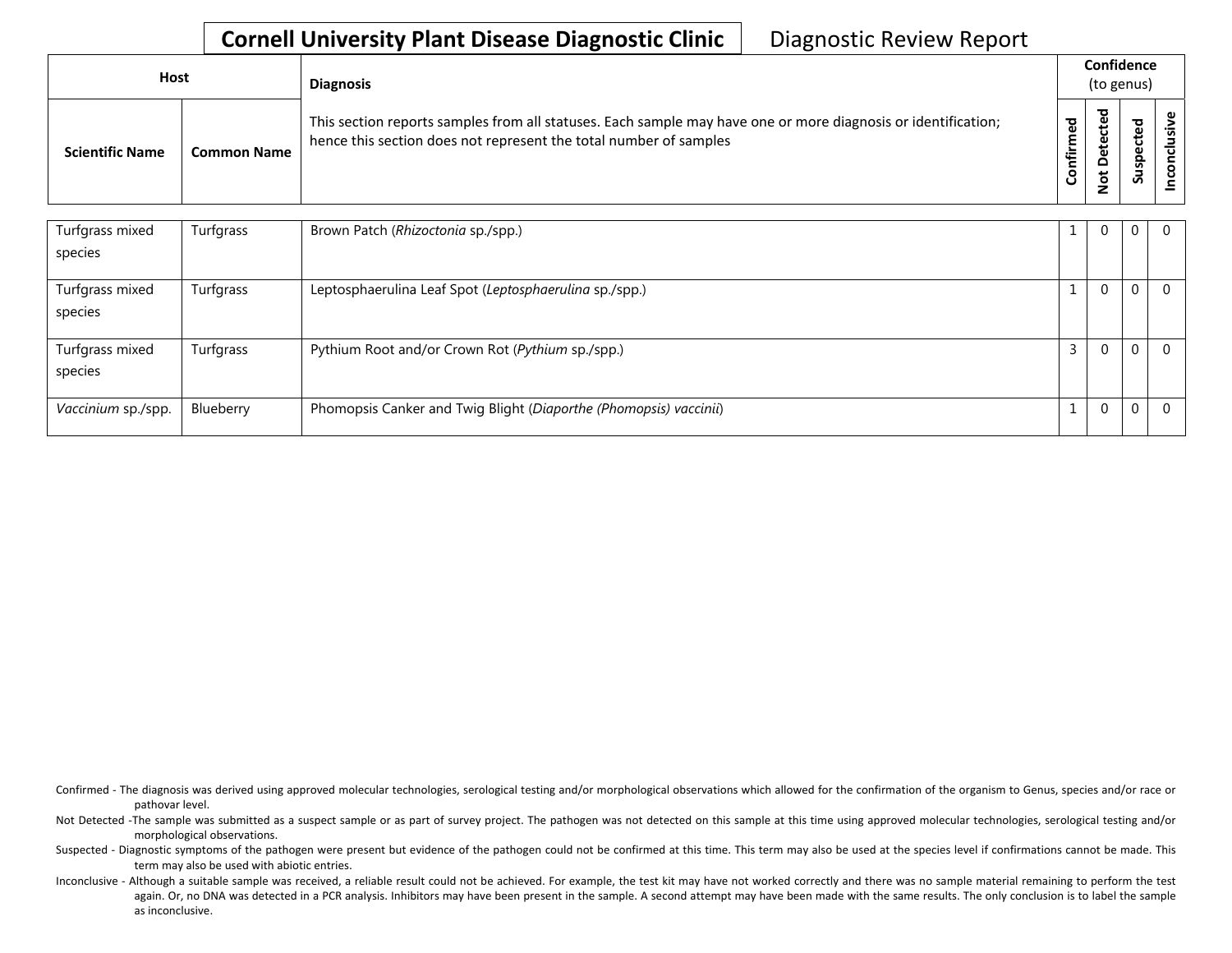**Cornell University Plant Disease Diagnostic Clinic** Diagnostic Review Report

| Host | | Diagnosis | Confidence (to genus) | | | |
|---|---|---|---|---|---|---|
| Scientific Name | Common Name | This section reports samples from all statuses. Each sample may have one or more diagnosis or identification; hence this section does not represent the total number of samples | Confirmed | Not Detected | Suspected | Inconclusive |
| Turfgrass mixed species | Turfgrass | Brown Patch (*Rhizoctonia* sp./spp.) | 1 | 0 | 0 | 0 |
| Turfgrass mixed species | Turfgrass | Leptosphaerulina Leaf Spot (*Leptosphaerulina* sp./spp.) | 1 | 0 | 0 | 0 |
| Turfgrass mixed species | Turfgrass | Pythium Root and/or Crown Rot (*Pythium* sp./spp.) | 3 | 0 | 0 | 0 |
| *Vaccinium* sp./spp. | Blueberry | Phomopsis Canker and Twig Blight (*Diaporthe (Phomopsis) vaccinii*) | 1 | 0 | 0 | 0 |

Confirmed - The diagnosis was derived using approved molecular technologies, serological testing and/or morphological observations which allowed for the confirmation of the organism to Genus, species and/or race or pathovar level.

Not Detected -The sample was submitted as a suspect sample or as part of survey project. The pathogen was not detected on this sample at this time using approved molecular technologies, serological testing and/or morphological observations.

Suspected - Diagnostic symptoms of the pathogen were present but evidence of the pathogen could not be confirmed at this time. This term may also be used at the species level if confirmations cannot be made. This term may also be used with abiotic entries.

Inconclusive - Although a suitable sample was received, a reliable result could not be achieved. For example, the test kit may have not worked correctly and there was no sample material remaining to perform the test again. Or, no DNA was detected in a PCR analysis. Inhibitors may have been present in the sample. A second attempt may have been made with the same results. The only conclusion is to label the sample as inconclusive.